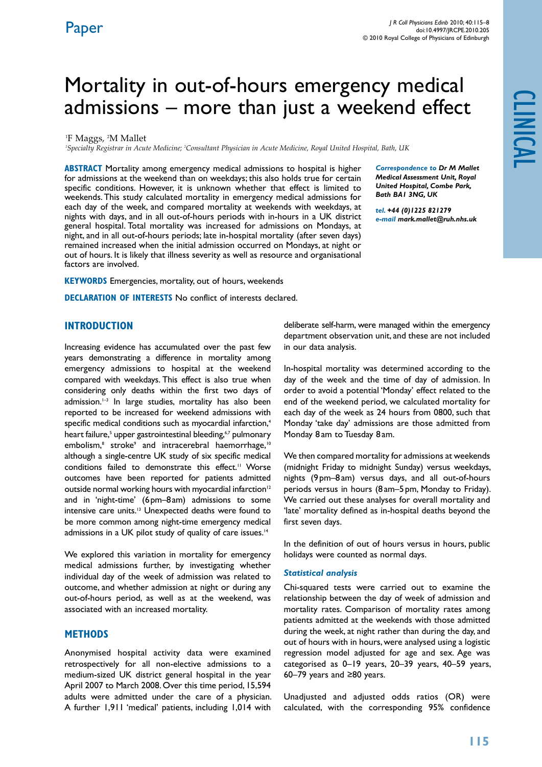Paper

# Mortality in out-of-hours emergency medical admissions – more than just a weekend effect

[1]F Maggs, [2]M Mallet

*[1]Specialty Registrar in Acute Medicine; [2]Consultant Physician in Acute Medicine, Royal United Hospital, Bath, UK*

**ABSTRACT** Mortality among emergency medical admissions to hospital is higher for admissions at the weekend than on weekdays; this also holds true for certain specific conditions. However, it is unknown whether that effect is limited to weekends. This study calculated mortality in emergency medical admissions for each day of the week, and compared mortality at weekends with weekdays, at nights with days, and in all out-of-hours periods with in-hours in a UK district general hospital. Total mortality was increased for admissions on Mondays, at night, and in all out-of-hours periods; late in-hospital mortality (after seven days) remained increased when the initial admission occurred on Mondays, at night or out of hours. It is likely that illness severity as well as resource and organisational factors are involved.

***Correspondence to** Dr M Mallet Medical Assessment Unit, Royal United Hospital, Combe Park, Bath BA1 3NG, UK*

***tel.** +44 (0)1225 821279*
***e-mail** mark.mallet@ruh.nhs.uk*

**KEYWORDS** Emergencies, mortality, out of hours, weekends

**DECLARATION OF INTERESTS** No conflict of interests declared.

## INTRODUCTION

Increasing evidence has accumulated over the past few years demonstrating a difference in mortality among emergency admissions to hospital at the weekend compared with weekdays. This effect is also true when considering only deaths within the first two days of admission.[1–3] In large studies, mortality has also been reported to be increased for weekend admissions with specific medical conditions such as myocardial infarction,[4] heart failure,[5] upper gastrointestinal bleeding,[6,7] pulmonary embolism,[8] stroke[9] and intracerebral haemorrhage,[10] although a single-centre UK study of six specific medical conditions failed to demonstrate this effect.[11] Worse outcomes have been reported for patients admitted outside normal working hours with myocardial infarction[12] and in 'night-time' (6 pm–8 am) admissions to some intensive care units.[13] Unexpected deaths were found to be more common among night-time emergency medical admissions in a UK pilot study of quality of care issues.[14]

We explored this variation in mortality for emergency medical admissions further, by investigating whether individual day of the week of admission was related to outcome, and whether admission at night or during any out-of-hours period, as well as at the weekend, was associated with an increased mortality.

## METHODS

Anonymised hospital activity data were examined retrospectively for all non-elective admissions to a medium-sized UK district general hospital in the year April 2007 to March 2008. Over this time period, 15,594 adults were admitted under the care of a physician. A further 1,911 'medical' patients, including 1,014 with deliberate self-harm, were managed within the emergency department observation unit, and these are not included in our data analysis.

In-hospital mortality was determined according to the day of the week and the time of day of admission. In order to avoid a potential 'Monday' effect related to the end of the weekend period, we calculated mortality for each day of the week as 24 hours from 0800, such that Monday 'take day' admissions are those admitted from Monday 8 am to Tuesday 8 am.

We then compared mortality for admissions at weekends (midnight Friday to midnight Sunday) versus weekdays, nights (9 pm–8 am) versus days, and all out-of-hours periods versus in hours (8 am–5 pm, Monday to Friday). We carried out these analyses for overall mortality and 'late' mortality defined as in-hospital deaths beyond the first seven days.

In the definition of out of hours versus in hours, public holidays were counted as normal days.

### *Statistical analysis*

Chi-squared tests were carried out to examine the relationship between the day of week of admission and mortality rates. Comparison of mortality rates among patients admitted at the weekends with those admitted during the week, at night rather than during the day, and out of hours with in hours, were analysed using a logistic regression model adjusted for age and sex. Age was categorised as 0–19 years, 20–39 years, 40–59 years, 60–79 years and ≥80 years.

Unadjusted and adjusted odds ratios (OR) were calculated, with the corresponding 95% confidence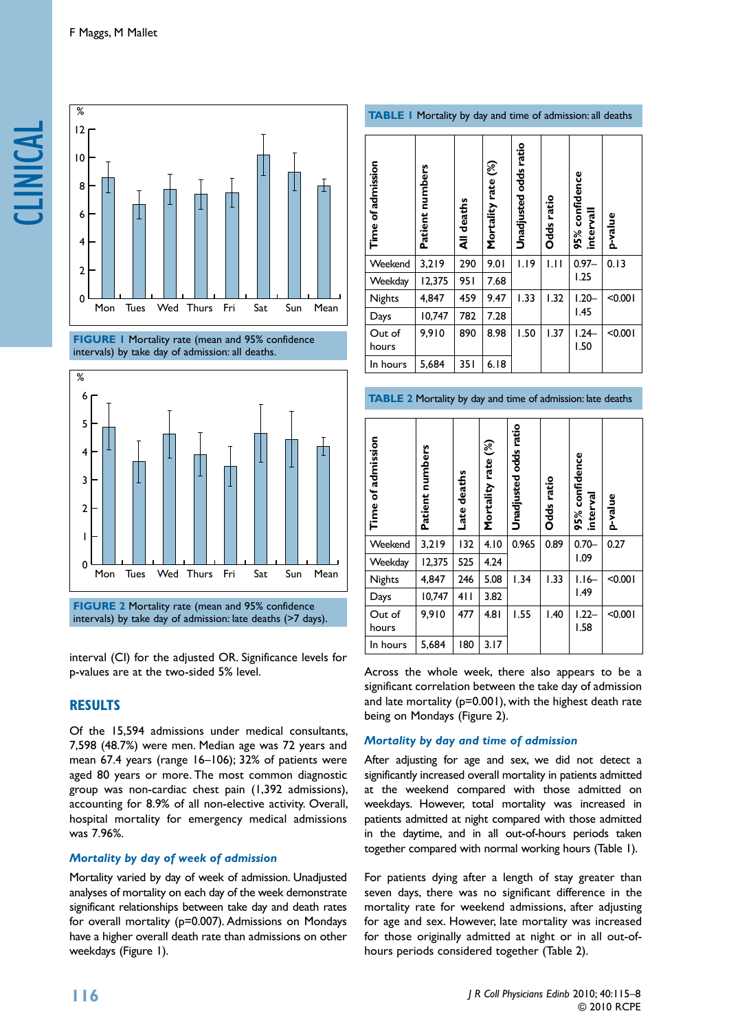FIGURE 1 Mortality rate (mean and 95% confidence intervals) by take day of admission: all deaths.

FIGURE 2 Mortality rate (mean and 95% confidence intervals) by take day of admission: late deaths (>7 days).

interval (CI) for the adjusted OR. Significance levels for p-values are at the two-sided 5% level.

## RESULTS

Of the 15,594 admissions under medical consultants, 7,598 (48.7%) were men. Median age was 72 years and mean 67.4 years (range 16–106); 32% of patients were aged 80 years or more. The most common diagnostic group was non-cardiac chest pain (1,392 admissions), accounting for 8.9% of all non-elective activity. Overall, hospital mortality for emergency medical admissions was 7.96%.

### *Mortality by day of week of admission*

Mortality varied by day of week of admission. Unadjusted analyses of mortality on each day of the week demonstrate significant relationships between take day and death rates for overall mortality (p=0.007). Admissions on Mondays have a higher overall death rate than admissions on other weekdays (Figure 1).

**TABLE 1** Mortality by day and time of admission: all deaths

| Time of admission | Patient numbers | All deaths | Mortality rate (%) | Unadjusted odds ratio | Odds ratio | 95% confidence intervall | p-value |
|---|---|---|---|---|---|---|---|
| Weekend | 3,219 | 290 | 9.01 | 1.19 | 1.11 | 0.97–1.25 | 0.13 |
| Weekday | 12,375 | 951 | 7.68 | | | | |
| Nights | 4,847 | 459 | 9.47 | 1.33 | 1.32 | 1.20–1.45 | <0.001 |
| Days | 10,747 | 782 | 7.28 | | | | |
| Out of hours | 9,910 | 890 | 8.98 | 1.50 | 1.37 | 1.24–1.50 | <0.001 |
| In hours | 5,684 | 351 | 6.18 | | | | |

**TABLE 2** Mortality by day and time of admission: late deaths

| Time of admission | Patient numbers | Late deaths | Mortality rate (%) | Unadjusted odds ratio | Odds ratio | 95% confidence interval | p-value |
|---|---|---|---|---|---|---|---|
| Weekend | 3,219 | 132 | 4.10 | 0.965 | 0.89 | 0.70–1.09 | 0.27 |
| Weekday | 12,375 | 525 | 4.24 | | | | |
| Nights | 4,847 | 246 | 5.08 | 1.34 | 1.33 | 1.16–1.49 | <0.001 |
| Days | 10,747 | 411 | 3.82 | | | | |
| Out of hours | 9,910 | 477 | 4.81 | 1.55 | 1.40 | 1.22–1.58 | <0.001 |
| In hours | 5,684 | 180 | 3.17 | | | | |

Across the whole week, there also appears to be a significant correlation between the take day of admission and late mortality (p=0.001), with the highest death rate being on Mondays (Figure 2).

### *Mortality by day and time of admission*

After adjusting for age and sex, we did not detect a significantly increased overall mortality in patients admitted at the weekend compared with those admitted on weekdays. However, total mortality was increased in patients admitted at night compared with those admitted in the daytime, and in all out-of-hours periods taken together compared with normal working hours (Table 1).

For patients dying after a length of stay greater than seven days, there was no significant difference in the mortality rate for weekend admissions, after adjusting for age and sex. However, late mortality was increased for those originally admitted at night or in all out-of-hours periods considered together (Table 2).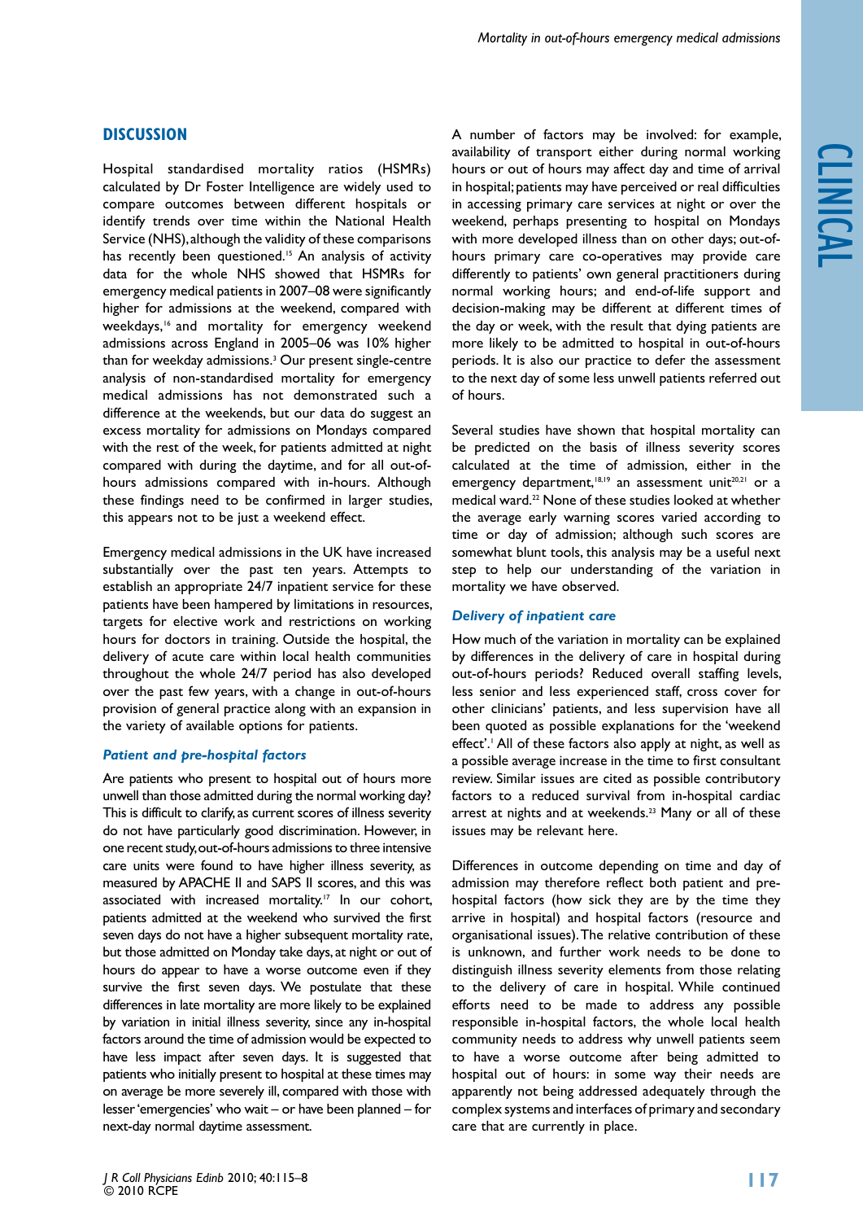## DISCUSSION

Hospital standardised mortality ratios (HSMRs) calculated by Dr Foster Intelligence are widely used to compare outcomes between different hospitals or identify trends over time within the National Health Service (NHS), although the validity of these comparisons has recently been questioned.[15] An analysis of activity data for the whole NHS showed that HSMRs for emergency medical patients in 2007–08 were significantly higher for admissions at the weekend, compared with weekdays,[16] and mortality for emergency weekend admissions across England in 2005–06 was 10% higher than for weekday admissions.[3] Our present single-centre analysis of non-standardised mortality for emergency medical admissions has not demonstrated such a difference at the weekends, but our data do suggest an excess mortality for admissions on Mondays compared with the rest of the week, for patients admitted at night compared with during the daytime, and for all out-of-hours admissions compared with in-hours. Although these findings need to be confirmed in larger studies, this appears not to be just a weekend effect.

Emergency medical admissions in the UK have increased substantially over the past ten years. Attempts to establish an appropriate 24/7 inpatient service for these patients have been hampered by limitations in resources, targets for elective work and restrictions on working hours for doctors in training. Outside the hospital, the delivery of acute care within local health communities throughout the whole 24/7 period has also developed over the past few years, with a change in out-of-hours provision of general practice along with an expansion in the variety of available options for patients.

### *Patient and pre-hospital factors*

Are patients who present to hospital out of hours more unwell than those admitted during the normal working day? This is difficult to clarify, as current scores of illness severity do not have particularly good discrimination. However, in one recent study, out-of-hours admissions to three intensive care units were found to have higher illness severity, as measured by APACHE II and SAPS II scores, and this was associated with increased mortality.[17] In our cohort, patients admitted at the weekend who survived the first seven days do not have a higher subsequent mortality rate, but those admitted on Monday take days, at night or out of hours do appear to have a worse outcome even if they survive the first seven days. We postulate that these differences in late mortality are more likely to be explained by variation in initial illness severity, since any in-hospital factors around the time of admission would be expected to have less impact after seven days. It is suggested that patients who initially present to hospital at these times may on average be more severely ill, compared with those with lesser 'emergencies' who wait – or have been planned – for next-day normal daytime assessment.

A number of factors may be involved: for example, availability of transport either during normal working hours or out of hours may affect day and time of arrival in hospital; patients may have perceived or real difficulties in accessing primary care services at night or over the weekend, perhaps presenting to hospital on Mondays with more developed illness than on other days; out-of-hours primary care co-operatives may provide care differently to patients' own general practitioners during normal working hours; and end-of-life support and decision-making may be different at different times of the day or week, with the result that dying patients are more likely to be admitted to hospital in out-of-hours periods. It is also our practice to defer the assessment to the next day of some less unwell patients referred out of hours.

Several studies have shown that hospital mortality can be predicted on the basis of illness severity scores calculated at the time of admission, either in the emergency department,[18,19] an assessment unit[20,21] or a medical ward.[22] None of these studies looked at whether the average early warning scores varied according to time or day of admission; although such scores are somewhat blunt tools, this analysis may be a useful next step to help our understanding of the variation in mortality we have observed.

### *Delivery of inpatient care*

How much of the variation in mortality can be explained by differences in the delivery of care in hospital during out-of-hours periods? Reduced overall staffing levels, less senior and less experienced staff, cross cover for other clinicians' patients, and less supervision have all been quoted as possible explanations for the 'weekend effect'.[1] All of these factors also apply at night, as well as a possible average increase in the time to first consultant review. Similar issues are cited as possible contributory factors to a reduced survival from in-hospital cardiac arrest at nights and at weekends.[23] Many or all of these issues may be relevant here.

Differences in outcome depending on time and day of admission may therefore reflect both patient and pre-hospital factors (how sick they are by the time they arrive in hospital) and hospital factors (resource and organisational issues). The relative contribution of these is unknown, and further work needs to be done to distinguish illness severity elements from those relating to the delivery of care in hospital. While continued efforts need to be made to address any possible responsible in-hospital factors, the whole local health community needs to address why unwell patients seem to have a worse outcome after being admitted to hospital out of hours: in some way their needs are apparently not being addressed adequately through the complex systems and interfaces of primary and secondary care that are currently in place.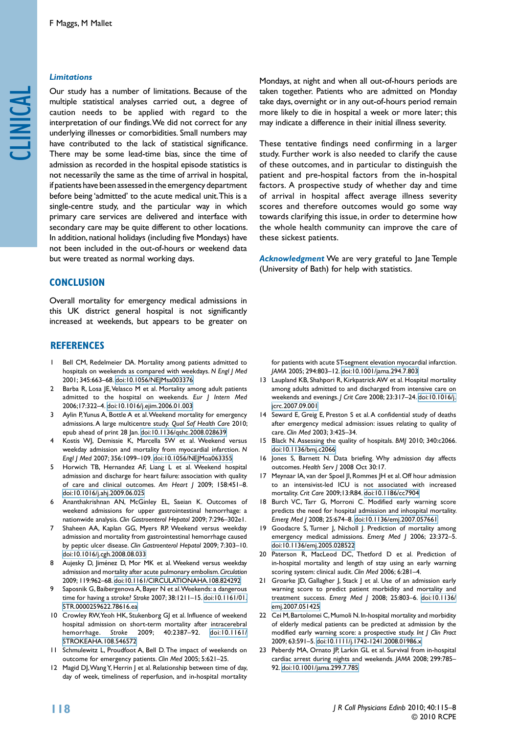### Limitations

Our study has a number of limitations. Because of the multiple statistical analyses carried out, a degree of caution needs to be applied with regard to the interpretation of our findings. We did not correct for any underlying illnesses or comorbidities. Small numbers may have contributed to the lack of statistical significance. There may be some lead-time bias, since the time of admission as recorded in the hospital episode statistics is not necessarily the same as the time of arrival in hospital, if patients have been assessed in the emergency department before being 'admitted' to the acute medical unit. This is a single-centre study, and the particular way in which primary care services are delivered and interface with secondary care may be quite different to other locations. In addition, national holidays (including five Mondays) have not been included in the out-of-hours or weekend data but were treated as normal working days.

## CONCLUSION

Overall mortality for emergency medical admissions in this UK district general hospital is not significantly increased at weekends, but appears to be greater on Mondays, at night and when all out-of-hours periods are taken together. Patients who are admitted on Monday take days, overnight or in any out-of-hours period remain more likely to die in hospital a week or more later; this may indicate a difference in their initial illness severity.

These tentative findings need confirming in a larger study. Further work is also needed to clarify the cause of these outcomes, and in particular to distinguish the patient and pre-hospital factors from the in-hospital factors. A prospective study of whether day and time of arrival in hospital affect average illness severity scores and therefore outcomes would go some way towards clarifying this issue, in order to determine how the whole health community can improve the care of these sickest patients.

***Acknowledgment*** We are very grateful to Jane Temple (University of Bath) for help with statistics.

## REFERENCES

1. Bell CM, Redelmeier DA. Mortality among patients admitted to hospitals on weekends as compared with weekdays. *N Engl J Med* 2001; 345:663–68. doi:10.1056/NEJMsa003376
2. Barba R, Losa JE, Velasco M et al. Mortality among adult patients admitted to the hospital on weekends. *Eur J Intern Med* 2006;17:322–4. doi:10.1016/j.ejim.2006.01.003
3. Aylin P, Yunus A, Bottle A et al. Weekend mortality for emergency admissions. A large multicentre study. *Qual Saf Health Care* 2010; epub ahead of print 28 Jan. doi:10.1136/qshc.2008.028639
4. Kostis WJ, Demissie K, Marcella SW et al. Weekend versus weekday admission and mortality from myocardial infarction. *N Engl J Med* 2007; 356:1099–109. doi:10.1056/NEJMoa063355
5. Horwich TB, Hernandez AF, Liang L et al. Weekend hospital admission and discharge for heart failure: association with quality of care and clinical outcomes. *Am Heart J* 2009; 158:451–8. doi:10.1016/j.ahj.2009.06.025
6. Ananthakrishnan AN, McGinley EL, Saeian K. Outcomes of weekend admissions for upper gastrointestinal hemorrhage: a nationwide analysis. *Clin Gastroenterol Hepatol* 2009; 7:296–302e1.
7. Shaheen AA, Kaplan GG, Myers RP. Weekend versus weekday admission and mortality from gastrointestinal hemorrhage caused by peptic ulcer disease. *Clin Gastroenterol Hepatol* 2009; 7:303–10. doi:10.1016/j.cgh.2008.08.033
8. Aujesky D, Jiménez D, Mor MK et al. Weekend versus weekday admission and mortality after acute pulmonary embolism. *Circulation* 2009; 119:962–68. doi:10.1161/CIRCULATIONAHA.108.824292
9. Saposnik G, Baibergenova A, Bayer N et al. Weekends: a dangerous time for having a stroke? *Stroke* 2007; 38:1211–15. doi:10.1161/01.STR.0000259622.78616.ea
10. Crowley RW, Yeoh HK, Stukenborg GJ et al. Influence of weekend hospital admission on short-term mortality after intracerebral hemorrhage. *Stroke* 2009; 40:2387–92. doi:10.1161/STROKEAHA.108.546572
11. Schmulewitz L, Proudfoot A, Bell D. The impact of weekends on outcome for emergency patients. *Clin Med* 2005; 5:621–25.
12. Magid DJ, Wang Y, Herrin J et al. Relationship between time of day, day of week, timeliness of reperfusion, and in-hospital mortality for patients with acute ST-segment elevation myocardial infarction. *JAMA* 2005; 294:803–12. doi:10.1001/jama.294.7.803
13. Laupland KB, Shahpori R, Kirkpatrick AW et al. Hospital mortality among adults admitted to and discharged from intensive care on weekends and evenings. *J Crit Care* 2008; 23:317–24. doi:10.1016/j.jcrc.2007.09.001
14. Seward E, Greig E, Preston S et al. A confidential study of deaths after emergency medical admission: issues relating to quality of care. *Clin Med* 2003; 3:425–34.
15. Black N. Assessing the quality of hospitals. *BMJ* 2010; 340:c2066. doi:10.1136/bmj.c2066
16. Jones S, Barnett N. Data briefing. Why admission day affects outcomes. *Health Serv J* 2008 Oct 30:17.
17. Meynaar IA, van der Spoel JI, Rommes JH et al. Off hour admission to an intensivist-led ICU is not associated with increased mortality. *Crit Care* 2009;13:R84. doi:10.1186/cc7904
18. Burch VC, Tarr G, Morroni C. Modified early warning score predicts the need for hospital admission and inhospital mortality. *Emerg Med J* 2008; 25:674–8. doi:10.1136/emj.2007.057661
19. Goodacre S, Turner J, Nicholl J. Prediction of mortality among emergency medical admissions. *Emerg Med J* 2006; 23:372–5. doi:10.1136/emj.2005.028522
20. Paterson R, MacLeod DC, Thetford D et al. Prediction of in-hospital mortality and length of stay using an early warning scoring system: clinical audit. *Clin Med* 2006; 6:281–4.
21. Groarke JD, Gallagher J, Stack J et al. Use of an admission early warning score to predict patient morbidity and mortality and treatment success. *Emerg Med J* 2008; 25:803–6. doi:10.1136/emj.2007.051425
22. Cei M, Bartolomei C, Mumoli N. In-hospital mortality and morbidity of elderly medical patients can be predicted at admission by the modified early warning score: a prospective study. *Int J Clin Pract* 2009; 63:591–5. doi:10.1111/j.1742-1241.2008.01986.x
23. Peberdy MA, Ornato JP, Larkin GL et al. Survival from in-hospital cardiac arrest during nights and weekends. *JAMA* 2008; 299:785–92. doi:10.1001/jama.299.7.785